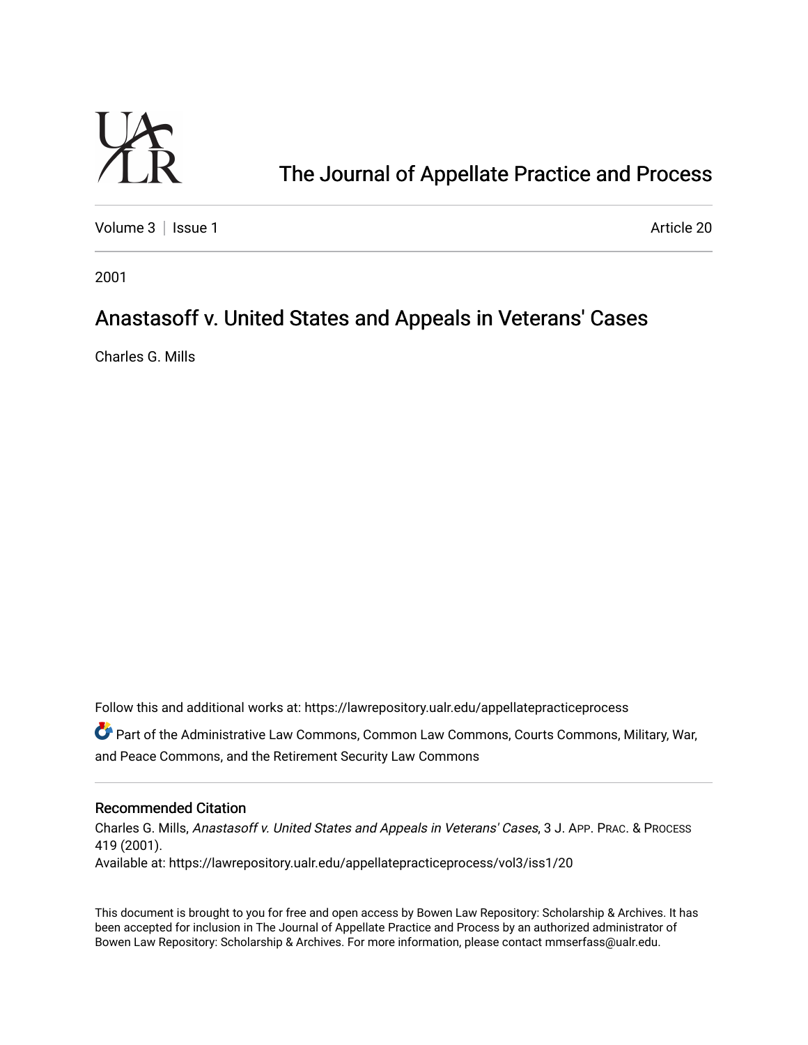The Journal of Appellate Practice and Process

Volume 3 | Issue 1 Article 20

2001

# Anastasoff v. United States and Appeals in Veterans' Cases

Charles G. Mills

Follow this and additional works at: https://lawrepository.ualr.edu/appellatepracticeprocess

Part of the Administrative Law Commons, Common Law Commons, Courts Commons, Military, War, and Peace Commons, and the Retirement Security Law Commons

## Recommended Citation

Charles G. Mills, *Anastasoff v. United States and Appeals in Veterans' Cases*, 3 J. App. Prac. & Process 419 (2001).

Available at: https://lawrepository.ualr.edu/appellatepracticeprocess/vol3/iss1/20

This document is brought to you for free and open access by Bowen Law Repository: Scholarship & Archives. It has been accepted for inclusion in The Journal of Appellate Practice and Process by an authorized administrator of Bowen Law Repository: Scholarship & Archives. For more information, please contact mmserfass@ualr.edu.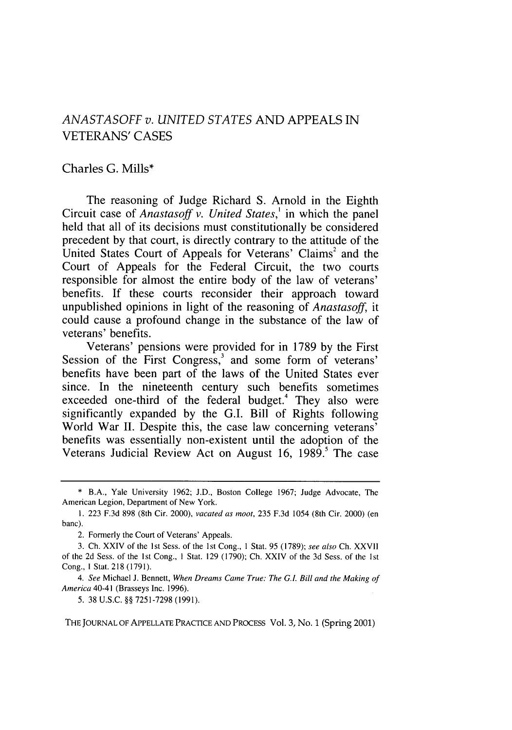# *ANASTASOFF v. UNITED STATES* AND APPEALS IN VETERANS' CASES

Charles G. Mills*

The reasoning of Judge Richard S. Arnold in the Eighth Circuit case of *Anastasoff v. United States*,[1] in which the panel held that all of its decisions must constitutionally be considered precedent by that court, is directly contrary to the attitude of the United States Court of Appeals for Veterans' Claims[2] and the Court of Appeals for the Federal Circuit, the two courts responsible for almost the entire body of the law of veterans' benefits. If these courts reconsider their approach toward unpublished opinions in light of the reasoning of *Anastasoff*, it could cause a profound change in the substance of the law of veterans' benefits.

Veterans' pensions were provided for in 1789 by the First Session of the First Congress,[3] and some form of veterans' benefits have been part of the laws of the United States ever since. In the nineteenth century such benefits sometimes exceeded one-third of the federal budget.[4] They also were significantly expanded by the G.I. Bill of Rights following World War II. Despite this, the case law concerning veterans' benefits was essentially non-existent until the adoption of the Veterans Judicial Review Act on August 16, 1989.[5] The case

---

\* B.A., Yale University 1962; J.D., Boston College 1967; Judge Advocate, The American Legion, Department of New York.

1. 223 F.3d 898 (8th Cir. 2000), *vacated as moot*, 235 F.3d 1054 (8th Cir. 2000) (en banc).

2. Formerly the Court of Veterans' Appeals.

3. Ch. XXIV of the 1st Sess. of the 1st Cong., 1 Stat. 95 (1789); *see also* Ch. XXVII of the 2d Sess. of the 1st Cong., 1 Stat. 129 (1790); Ch. XXIV of the 3d Sess. of the 1st Cong., 1 Stat. 218 (1791).

4. *See* Michael J. Bennett, *When Dreams Came True: The G.I. Bill and the Making of America* 40-41 (Brasseys Inc. 1996).

5. 38 U.S.C. §§ 7251-7298 (1991).

THE JOURNAL OF APPELLATE PRACTICE AND PROCESS Vol. 3, No. 1 (Spring 2001)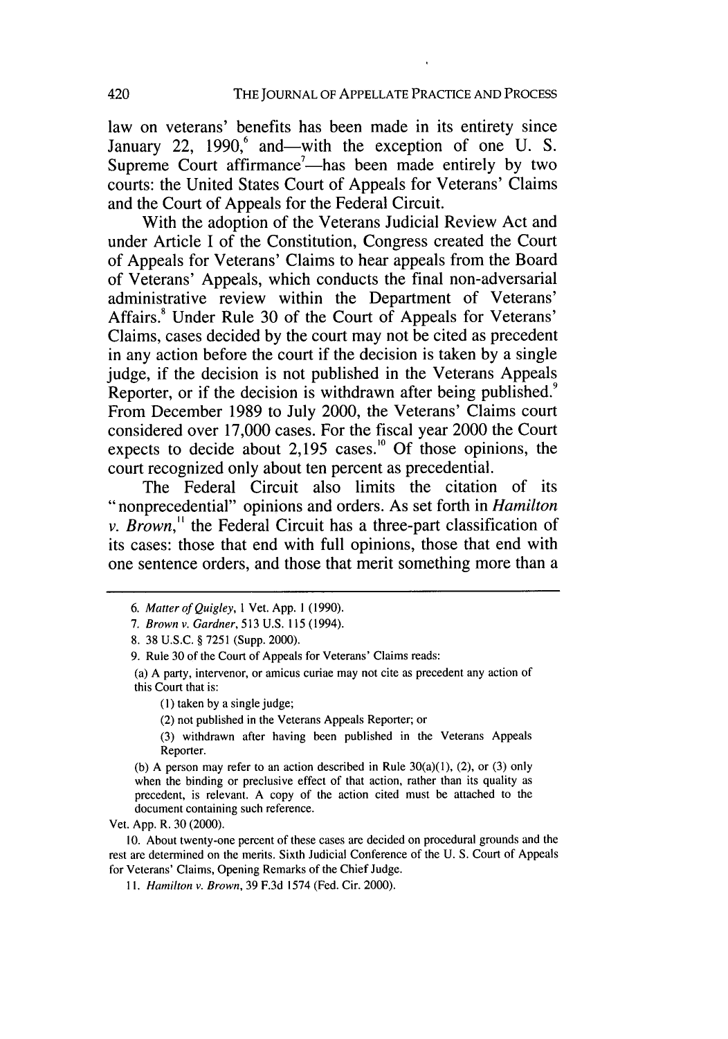law on veterans' benefits has been made in its entirety since January 22, 1990,[6] and—with the exception of one U. S. Supreme Court affirmance[7]—has been made entirely by two courts: the United States Court of Appeals for Veterans' Claims and the Court of Appeals for the Federal Circuit.

With the adoption of the Veterans Judicial Review Act and under Article I of the Constitution, Congress created the Court of Appeals for Veterans' Claims to hear appeals from the Board of Veterans' Appeals, which conducts the final non-adversarial administrative review within the Department of Veterans' Affairs.[8] Under Rule 30 of the Court of Appeals for Veterans' Claims, cases decided by the court may not be cited as precedent in any action before the court if the decision is taken by a single judge, if the decision is not published in the Veterans Appeals Reporter, or if the decision is withdrawn after being published.[9] From December 1989 to July 2000, the Veterans' Claims court considered over 17,000 cases. For the fiscal year 2000 the Court expects to decide about 2,195 cases.[10] Of those opinions, the court recognized only about ten percent as precedential.

The Federal Circuit also limits the citation of its "nonprecedential" opinions and orders. As set forth in *Hamilton v. Brown*,[11] the Federal Circuit has a three-part classification of its cases: those that end with full opinions, those that end with one sentence orders, and those that merit something more than a

---

6. *Matter of Quigley*, 1 Vet. App. 1 (1990).

7. *Brown v. Gardner*, 513 U.S. 115 (1994).

8. 38 U.S.C. § 7251 (Supp. 2000).

9. Rule 30 of the Court of Appeals for Veterans' Claims reads:

> (a) A party, intervenor, or amicus curiae may not cite as precedent any action of this Court that is:
>
> (1) taken by a single judge;
>
> (2) not published in the Veterans Appeals Reporter; or
>
> (3) withdrawn after having been published in the Veterans Appeals Reporter.
>
> (b) A person may refer to an action described in Rule 30(a)(1), (2), or (3) only when the binding or preclusive effect of that action, rather than its quality as precedent, is relevant. A copy of the action cited must be attached to the document containing such reference.

Vet. App. R. 30 (2000).

10. About twenty-one percent of these cases are decided on procedural grounds and the rest are determined on the merits. Sixth Judicial Conference of the U. S. Court of Appeals for Veterans' Claims, Opening Remarks of the Chief Judge.

11. *Hamilton v. Brown*, 39 F.3d 1574 (Fed. Cir. 2000).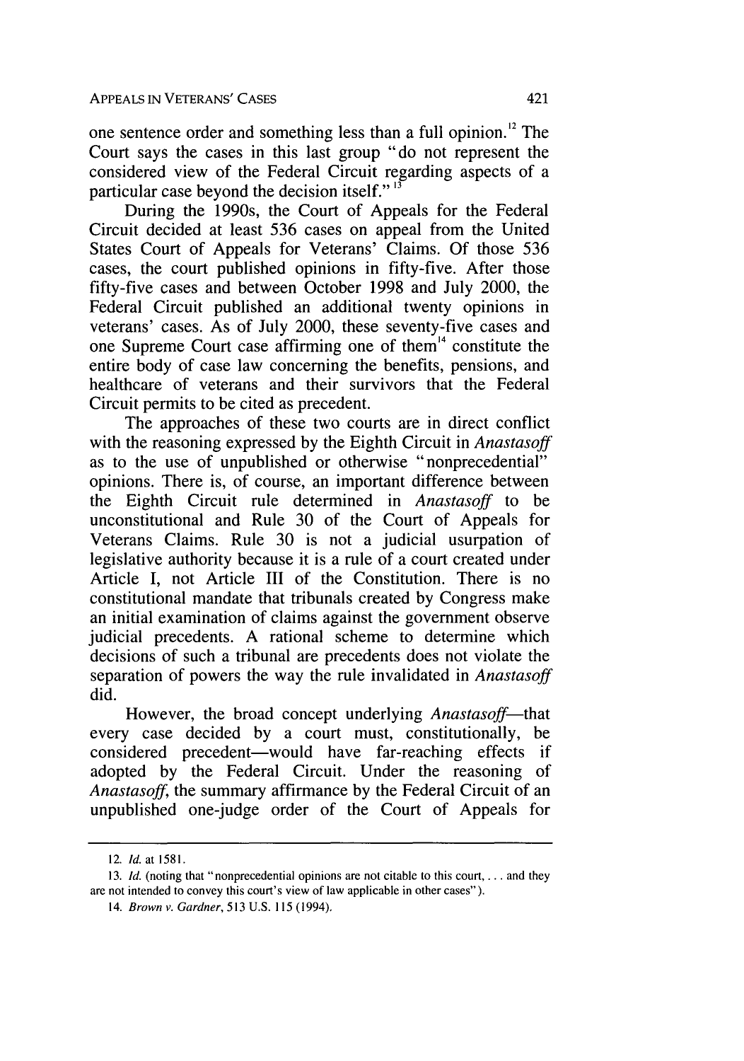one sentence order and something less than a full opinion.[12] The Court says the cases in this last group "do not represent the considered view of the Federal Circuit regarding aspects of a particular case beyond the decision itself."[13]

During the 1990s, the Court of Appeals for the Federal Circuit decided at least 536 cases on appeal from the United States Court of Appeals for Veterans' Claims. Of those 536 cases, the court published opinions in fifty-five. After those fifty-five cases and between October 1998 and July 2000, the Federal Circuit published an additional twenty opinions in veterans' cases. As of July 2000, these seventy-five cases and one Supreme Court case affirming one of them[14] constitute the entire body of case law concerning the benefits, pensions, and healthcare of veterans and their survivors that the Federal Circuit permits to be cited as precedent.

The approaches of these two courts are in direct conflict with the reasoning expressed by the Eighth Circuit in *Anastasoff* as to the use of unpublished or otherwise "nonprecedential" opinions. There is, of course, an important difference between the Eighth Circuit rule determined in *Anastasoff* to be unconstitutional and Rule 30 of the Court of Appeals for Veterans Claims. Rule 30 is not a judicial usurpation of legislative authority because it is a rule of a court created under Article I, not Article III of the Constitution. There is no constitutional mandate that tribunals created by Congress make an initial examination of claims against the government observe judicial precedents. A rational scheme to determine which decisions of such a tribunal are precedents does not violate the separation of powers the way the rule invalidated in *Anastasoff* did.

However, the broad concept underlying *Anastasoff*—that every case decided by a court must, constitutionally, be considered precedent—would have far-reaching effects if adopted by the Federal Circuit. Under the reasoning of *Anastasoff*, the summary affirmance by the Federal Circuit of an unpublished one-judge order of the Court of Appeals for

---

12. *Id.* at 1581.

13. *Id.* (noting that "nonprecedential opinions are not citable to this court, . . . and they are not intended to convey this court's view of law applicable in other cases").

14. *Brown v. Gardner*, 513 U.S. 115 (1994).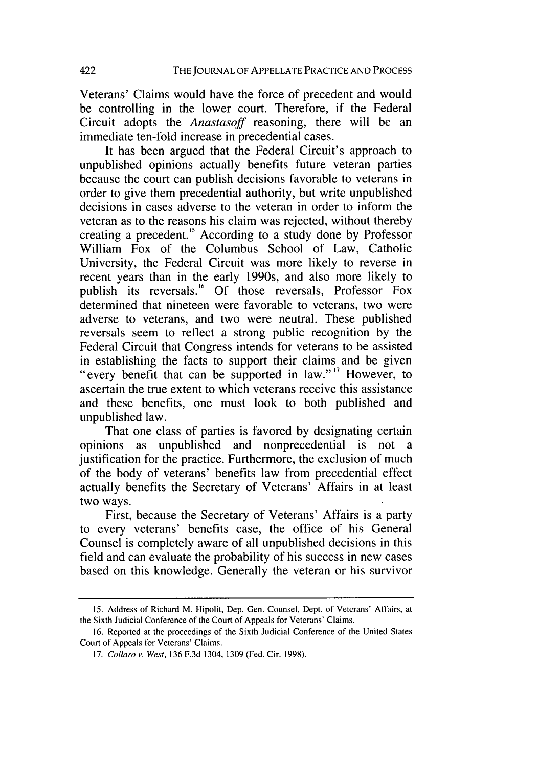Veterans' Claims would have the force of precedent and would be controlling in the lower court. Therefore, if the Federal Circuit adopts the *Anastasoff* reasoning, there will be an immediate ten-fold increase in precedential cases.

It has been argued that the Federal Circuit's approach to unpublished opinions actually benefits future veteran parties because the court can publish decisions favorable to veterans in order to give them precedential authority, but write unpublished decisions in cases adverse to the veteran in order to inform the veteran as to the reasons his claim was rejected, without thereby creating a precedent.[15] According to a study done by Professor William Fox of the Columbus School of Law, Catholic University, the Federal Circuit was more likely to reverse in recent years than in the early 1990s, and also more likely to publish its reversals.[16] Of those reversals, Professor Fox determined that nineteen were favorable to veterans, two were adverse to veterans, and two were neutral. These published reversals seem to reflect a strong public recognition by the Federal Circuit that Congress intends for veterans to be assisted in establishing the facts to support their claims and be given "every benefit that can be supported in law."[17] However, to ascertain the true extent to which veterans receive this assistance and these benefits, one must look to both published and unpublished law.

That one class of parties is favored by designating certain opinions as unpublished and nonprecedential is not a justification for the practice. Furthermore, the exclusion of much of the body of veterans' benefits law from precedential effect actually benefits the Secretary of Veterans' Affairs in at least two ways.

First, because the Secretary of Veterans' Affairs is a party to every veterans' benefits case, the office of his General Counsel is completely aware of all unpublished decisions in this field and can evaluate the probability of his success in new cases based on this knowledge. Generally the veteran or his survivor

---

15. Address of Richard M. Hipolit, Dep. Gen. Counsel, Dept. of Veterans' Affairs, at the Sixth Judicial Conference of the Court of Appeals for Veterans' Claims.

16. Reported at the proceedings of the Sixth Judicial Conference of the United States Court of Appeals for Veterans' Claims.

17. *Collaro v. West*, 136 F.3d 1304, 1309 (Fed. Cir. 1998).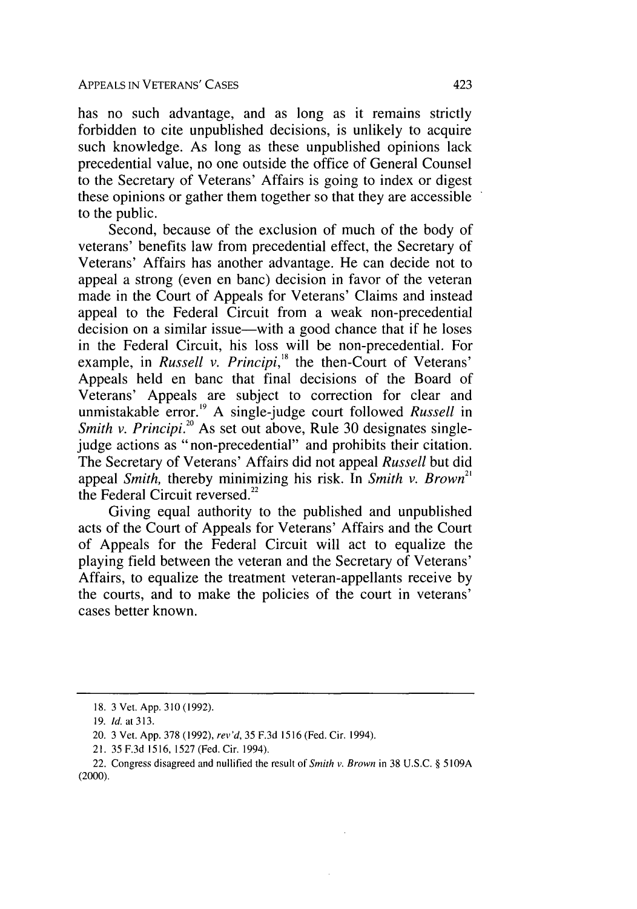has no such advantage, and as long as it remains strictly forbidden to cite unpublished decisions, is unlikely to acquire such knowledge. As long as these unpublished opinions lack precedential value, no one outside the office of General Counsel to the Secretary of Veterans' Affairs is going to index or digest these opinions or gather them together so that they are accessible to the public.

Second, because of the exclusion of much of the body of veterans' benefits law from precedential effect, the Secretary of Veterans' Affairs has another advantage. He can decide not to appeal a strong (even en banc) decision in favor of the veteran made in the Court of Appeals for Veterans' Claims and instead appeal to the Federal Circuit from a weak non-precedential decision on a similar issue—with a good chance that if he loses in the Federal Circuit, his loss will be non-precedential. For example, in *Russell v. Principi*,[18] the then-Court of Veterans' Appeals held en banc that final decisions of the Board of Veterans' Appeals are subject to correction for clear and unmistakable error.[19] A single-judge court followed *Russell* in *Smith v. Principi*.[20] As set out above, Rule 30 designates single-judge actions as "non-precedential" and prohibits their citation. The Secretary of Veterans' Affairs did not appeal *Russell* but did appeal *Smith*, thereby minimizing his risk. In *Smith v. Brown*[21] the Federal Circuit reversed.[22]

Giving equal authority to the published and unpublished acts of the Court of Appeals for Veterans' Affairs and the Court of Appeals for the Federal Circuit will act to equalize the playing field between the veteran and the Secretary of Veterans' Affairs, to equalize the treatment veteran-appellants receive by the courts, and to make the policies of the court in veterans' cases better known.

---

18. 3 Vet. App. 310 (1992).

19. *Id.* at 313.

20. 3 Vet. App. 378 (1992), *rev'd*, 35 F.3d 1516 (Fed. Cir. 1994).

21. 35 F.3d 1516, 1527 (Fed. Cir. 1994).

22. Congress disagreed and nullified the result of *Smith v. Brown* in 38 U.S.C. § 5109A (2000).